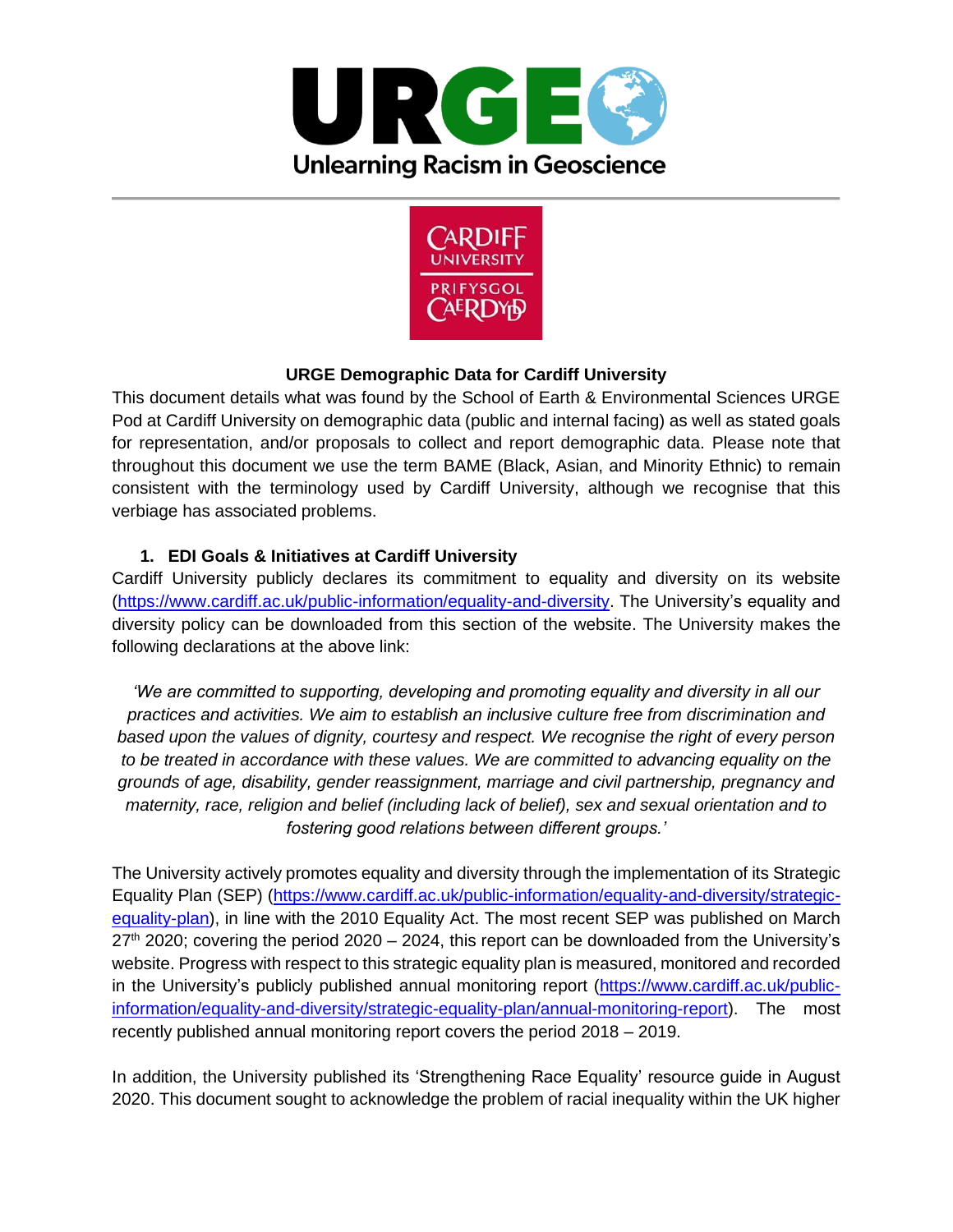**URGE Demographic Data for Cardiff University**

This document details what was found by the School of Earth & Environmental Sciences URGE Pod at Cardiff University on demographic data (public and internal facing) as well as stated goals for representation, and/or proposals to collect and report demographic data. Please note that throughout this document we use the term BAME (Black, Asian, and Minority Ethnic) to remain consistent with the terminology used by Cardiff University, although we recognise that this verbiage has associated problems.

## 1. EDI Goals & Initiatives at Cardiff University

Cardiff University publicly declares its commitment to equality and diversity on its website (https://www.cardiff.ac.uk/public-information/equality-and-diversity. The University's equality and diversity policy can be downloaded from this section of the website. The University makes the following declarations at the above link:

> *'We are committed to supporting, developing and promoting equality and diversity in all our practices and activities. We aim to establish an inclusive culture free from discrimination and based upon the values of dignity, courtesy and respect. We recognise the right of every person to be treated in accordance with these values. We are committed to advancing equality on the grounds of age, disability, gender reassignment, marriage and civil partnership, pregnancy and maternity, race, religion and belief (including lack of belief), sex and sexual orientation and to fostering good relations between different groups.'*

The University actively promotes equality and diversity through the implementation of its Strategic Equality Plan (SEP) (https://www.cardiff.ac.uk/public-information/equality-and-diversity/strategic-equality-plan), in line with the 2010 Equality Act. The most recent SEP was published on March 27th 2020; covering the period 2020 – 2024, this report can be downloaded from the University's website. Progress with respect to this strategic equality plan is measured, monitored and recorded in the University's publicly published annual monitoring report (https://www.cardiff.ac.uk/public-information/equality-and-diversity/strategic-equality-plan/annual-monitoring-report). The most recently published annual monitoring report covers the period 2018 – 2019.

In addition, the University published its 'Strengthening Race Equality' resource guide in August 2020. This document sought to acknowledge the problem of racial inequality within the UK higher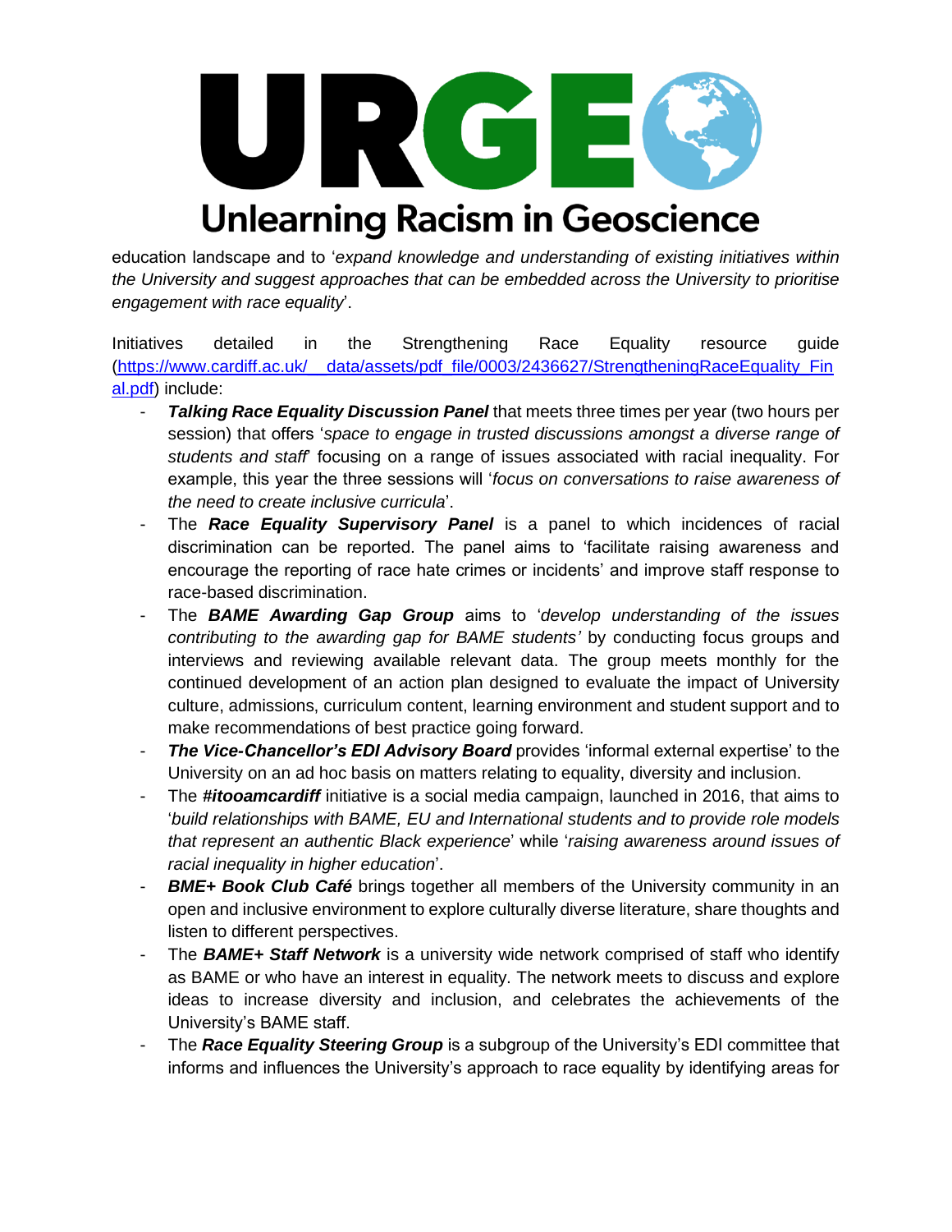education landscape and to '*expand knowledge and understanding of existing initiatives within the University and suggest approaches that can be embedded across the University to prioritise engagement with race equality*'.

Initiatives detailed in the Strengthening Race Equality resource guide ([https://www.cardiff.ac.uk/__data/assets/pdf_file/0003/2436627/StrengtheningRaceEquality_Final.pdf](https://www.cardiff.ac.uk/__data/assets/pdf_file/0003/2436627/StrengtheningRaceEquality_Final.pdf)) include:

- ***Talking Race Equality Discussion Panel*** that meets three times per year (two hours per session) that offers '*space to engage in trusted discussions amongst a diverse range of students and staff*' focusing on a range of issues associated with racial inequality. For example, this year the three sessions will '*focus on conversations to raise awareness of the need to create inclusive curricula*'.
- The ***Race Equality Supervisory Panel*** is a panel to which incidences of racial discrimination can be reported. The panel aims to 'facilitate raising awareness and encourage the reporting of race hate crimes or incidents' and improve staff response to race-based discrimination.
- The ***BAME Awarding Gap Group*** aims to '*develop understanding of the issues contributing to the awarding gap for BAME students'* by conducting focus groups and interviews and reviewing available relevant data. The group meets monthly for the continued development of an action plan designed to evaluate the impact of University culture, admissions, curriculum content, learning environment and student support and to make recommendations of best practice going forward.
- ***The Vice-Chancellor's EDI Advisory Board*** provides 'informal external expertise' to the University on an ad hoc basis on matters relating to equality, diversity and inclusion.
- The ***#itooamcardiff*** initiative is a social media campaign, launched in 2016, that aims to '*build relationships with BAME, EU and International students and to provide role models that represent an authentic Black experience*' while '*raising awareness around issues of racial inequality in higher education*'.
- ***BME+ Book Club Café*** brings together all members of the University community in an open and inclusive environment to explore culturally diverse literature, share thoughts and listen to different perspectives.
- The ***BAME+ Staff Network*** is a university wide network comprised of staff who identify as BAME or who have an interest in equality. The network meets to discuss and explore ideas to increase diversity and inclusion, and celebrates the achievements of the University's BAME staff.
- The ***Race Equality Steering Group*** is a subgroup of the University's EDI committee that informs and influences the University's approach to race equality by identifying areas for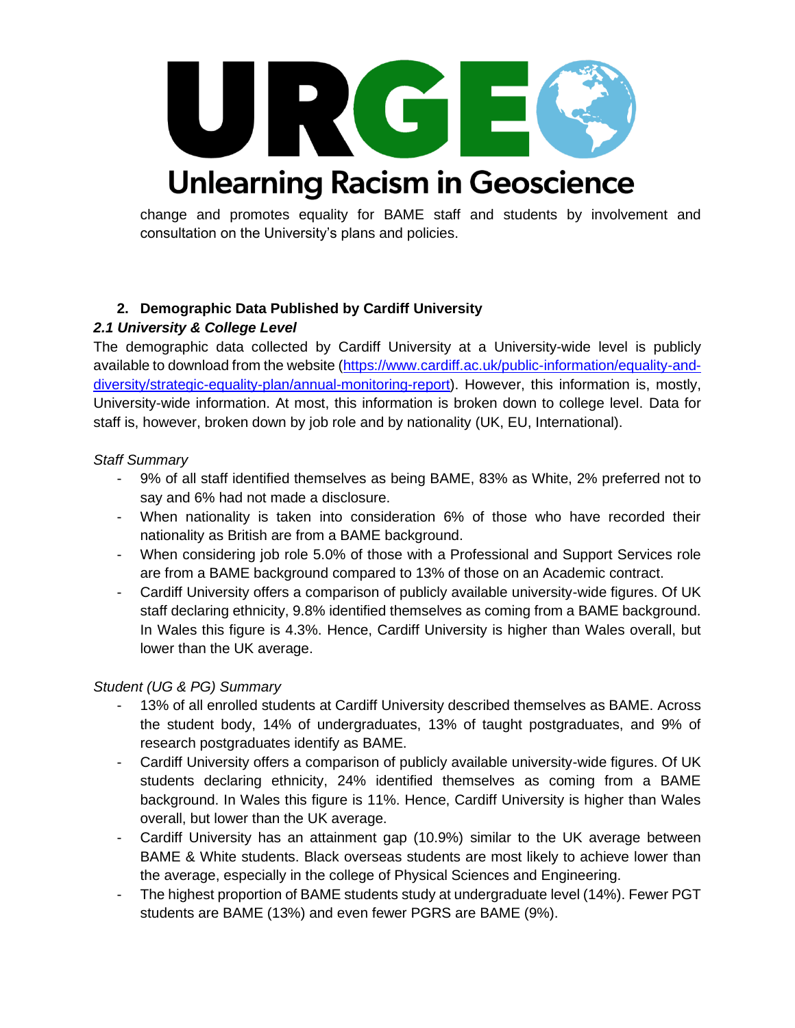change and promotes equality for BAME staff and students by involvement and consultation on the University's plans and policies.

## 2. Demographic Data Published by Cardiff University

### *2.1 University & College Level*

The demographic data collected by Cardiff University at a University-wide level is publicly available to download from the website (https://www.cardiff.ac.uk/public-information/equality-and-diversity/strategic-equality-plan/annual-monitoring-report). However, this information is, mostly, University-wide information. At most, this information is broken down to college level. Data for staff is, however, broken down by job role and by nationality (UK, EU, International).

*Staff Summary*

- 9% of all staff identified themselves as being BAME, 83% as White, 2% preferred not to say and 6% had not made a disclosure.
- When nationality is taken into consideration 6% of those who have recorded their nationality as British are from a BAME background.
- When considering job role 5.0% of those with a Professional and Support Services role are from a BAME background compared to 13% of those on an Academic contract.
- Cardiff University offers a comparison of publicly available university-wide figures. Of UK staff declaring ethnicity, 9.8% identified themselves as coming from a BAME background. In Wales this figure is 4.3%. Hence, Cardiff University is higher than Wales overall, but lower than the UK average.

*Student (UG & PG) Summary*

- 13% of all enrolled students at Cardiff University described themselves as BAME. Across the student body, 14% of undergraduates, 13% of taught postgraduates, and 9% of research postgraduates identify as BAME.
- Cardiff University offers a comparison of publicly available university-wide figures. Of UK students declaring ethnicity, 24% identified themselves as coming from a BAME background. In Wales this figure is 11%. Hence, Cardiff University is higher than Wales overall, but lower than the UK average.
- Cardiff University has an attainment gap (10.9%) similar to the UK average between BAME & White students. Black overseas students are most likely to achieve lower than the average, especially in the college of Physical Sciences and Engineering.
- The highest proportion of BAME students study at undergraduate level (14%). Fewer PGT students are BAME (13%) and even fewer PGRS are BAME (9%).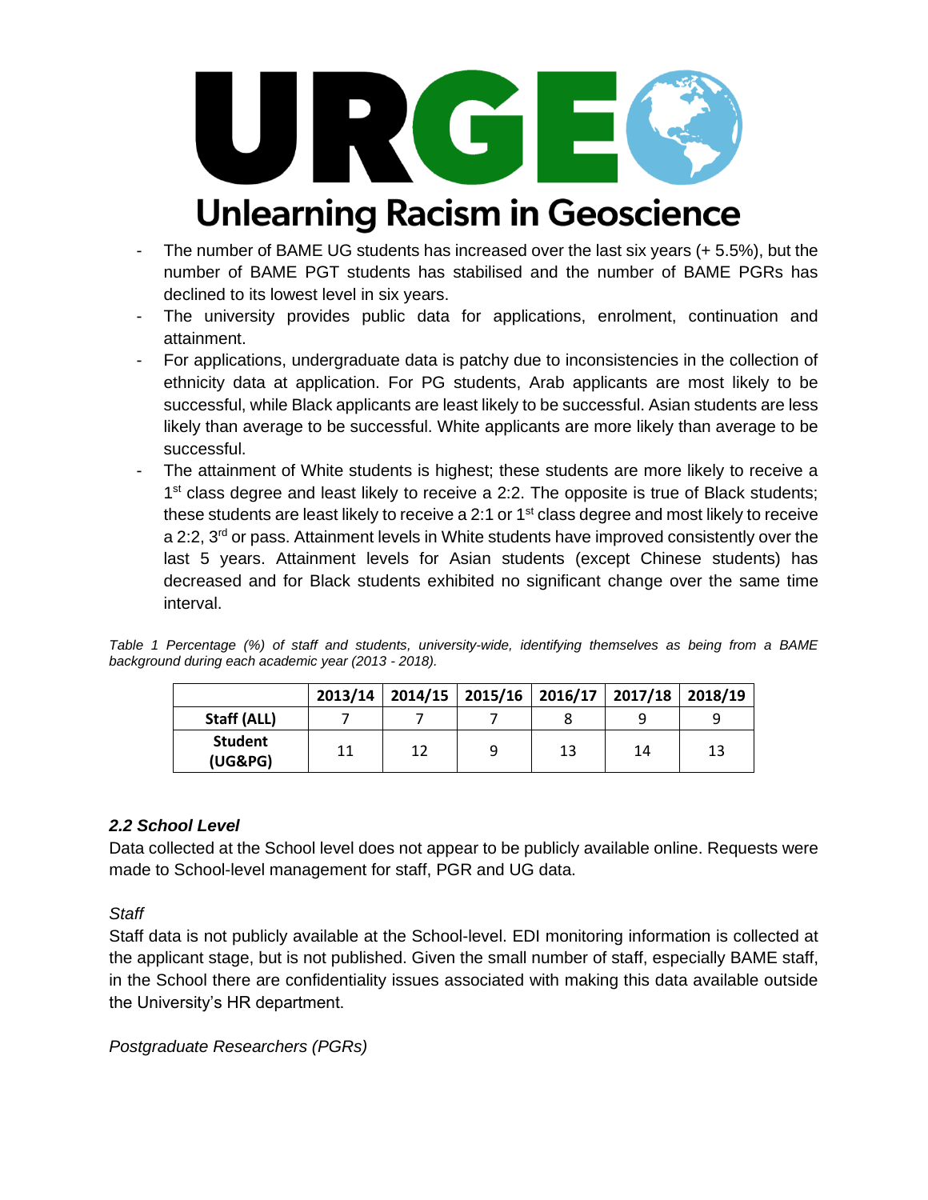- The number of BAME UG students has increased over the last six years (+ 5.5%), but the number of BAME PGT students has stabilised and the number of BAME PGRs has declined to its lowest level in six years.
- The university provides public data for applications, enrolment, continuation and attainment.
- For applications, undergraduate data is patchy due to inconsistencies in the collection of ethnicity data at application. For PG students, Arab applicants are most likely to be successful, while Black applicants are least likely to be successful. Asian students are less likely than average to be successful. White applicants are more likely than average to be successful.
- The attainment of White students is highest; these students are more likely to receive a 1st class degree and least likely to receive a 2:2. The opposite is true of Black students; these students are least likely to receive a 2:1 or 1st class degree and most likely to receive a 2:2, 3rd or pass. Attainment levels in White students have improved consistently over the last 5 years. Attainment levels for Asian students (except Chinese students) has decreased and for Black students exhibited no significant change over the same time interval.

*Table 1 Percentage (%) of staff and students, university-wide, identifying themselves as being from a BAME background during each academic year (2013 - 2018).*

| | 2013/14 | 2014/15 | 2015/16 | 2016/17 | 2017/18 | 2018/19 |
|---|---|---|---|---|---|---|
| **Staff (ALL)** | 7 | 7 | 7 | 8 | 9 | 9 |
| **Student (UG&PG)** | 11 | 12 | 9 | 13 | 14 | 13 |

### *2.2 School Level*

Data collected at the School level does not appear to be publicly available online. Requests were made to School-level management for staff, PGR and UG data.

*Staff*

Staff data is not publicly available at the School-level. EDI monitoring information is collected at the applicant stage, but is not published. Given the small number of staff, especially BAME staff, in the School there are confidentiality issues associated with making this data available outside the University's HR department.

*Postgraduate Researchers (PGRs)*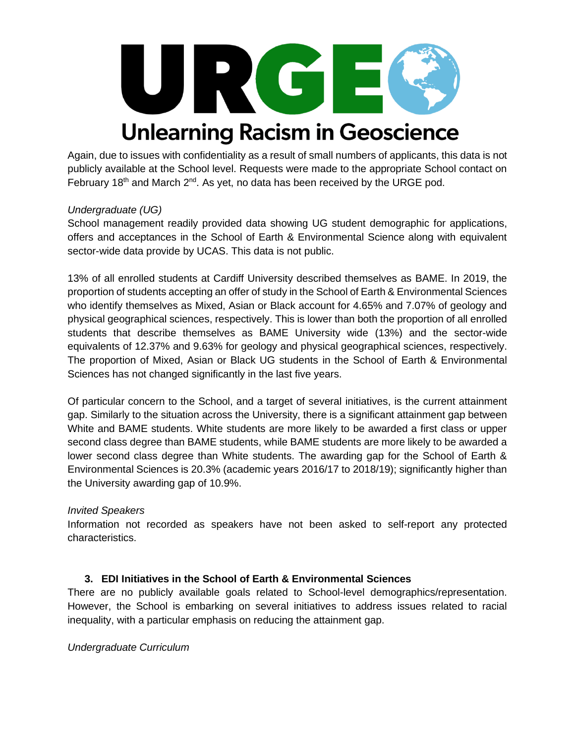Again, due to issues with confidentiality as a result of small numbers of applicants, this data is not publicly available at the School level. Requests were made to the appropriate School contact on February 18th and March 2nd. As yet, no data has been received by the URGE pod.

*Undergraduate (UG)*

School management readily provided data showing UG student demographic for applications, offers and acceptances in the School of Earth & Environmental Science along with equivalent sector-wide data provide by UCAS. This data is not public.

13% of all enrolled students at Cardiff University described themselves as BAME. In 2019, the proportion of students accepting an offer of study in the School of Earth & Environmental Sciences who identify themselves as Mixed, Asian or Black account for 4.65% and 7.07% of geology and physical geographical sciences, respectively. This is lower than both the proportion of all enrolled students that describe themselves as BAME University wide (13%) and the sector-wide equivalents of 12.37% and 9.63% for geology and physical geographical sciences, respectively. The proportion of Mixed, Asian or Black UG students in the School of Earth & Environmental Sciences has not changed significantly in the last five years.

Of particular concern to the School, and a target of several initiatives, is the current attainment gap. Similarly to the situation across the University, there is a significant attainment gap between White and BAME students. White students are more likely to be awarded a first class or upper second class degree than BAME students, while BAME students are more likely to be awarded a lower second class degree than White students. The awarding gap for the School of Earth & Environmental Sciences is 20.3% (academic years 2016/17 to 2018/19); significantly higher than the University awarding gap of 10.9%.

*Invited Speakers*

Information not recorded as speakers have not been asked to self-report any protected characteristics.

## 3. EDI Initiatives in the School of Earth & Environmental Sciences

There are no publicly available goals related to School-level demographics/representation. However, the School is embarking on several initiatives to address issues related to racial inequality, with a particular emphasis on reducing the attainment gap.

*Undergraduate Curriculum*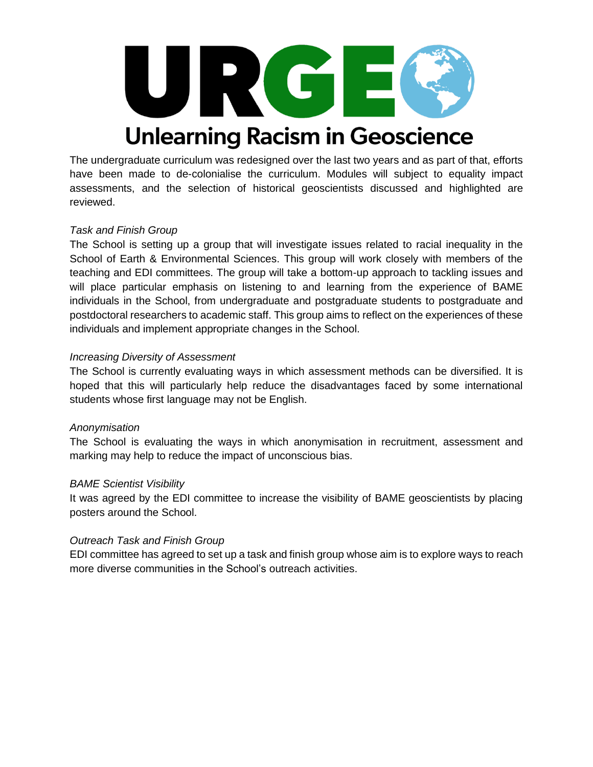The undergraduate curriculum was redesigned over the last two years and as part of that, efforts have been made to de-colonialise the curriculum. Modules will subject to equality impact assessments, and the selection of historical geoscientists discussed and highlighted are reviewed.

*Task and Finish Group*

The School is setting up a group that will investigate issues related to racial inequality in the School of Earth & Environmental Sciences. This group will work closely with members of the teaching and EDI committees. The group will take a bottom-up approach to tackling issues and will place particular emphasis on listening to and learning from the experience of BAME individuals in the School, from undergraduate and postgraduate students to postgraduate and postdoctoral researchers to academic staff. This group aims to reflect on the experiences of these individuals and implement appropriate changes in the School.

*Increasing Diversity of Assessment*

The School is currently evaluating ways in which assessment methods can be diversified. It is hoped that this will particularly help reduce the disadvantages faced by some international students whose first language may not be English.

*Anonymisation*

The School is evaluating the ways in which anonymisation in recruitment, assessment and marking may help to reduce the impact of unconscious bias.

*BAME Scientist Visibility*

It was agreed by the EDI committee to increase the visibility of BAME geoscientists by placing posters around the School.

*Outreach Task and Finish Group*

EDI committee has agreed to set up a task and finish group whose aim is to explore ways to reach more diverse communities in the School's outreach activities.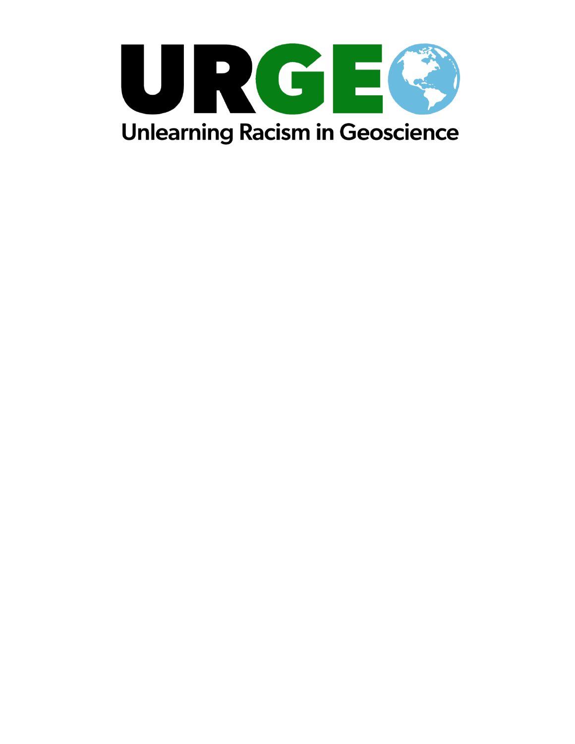URGE

Unlearning Racism in Geoscience